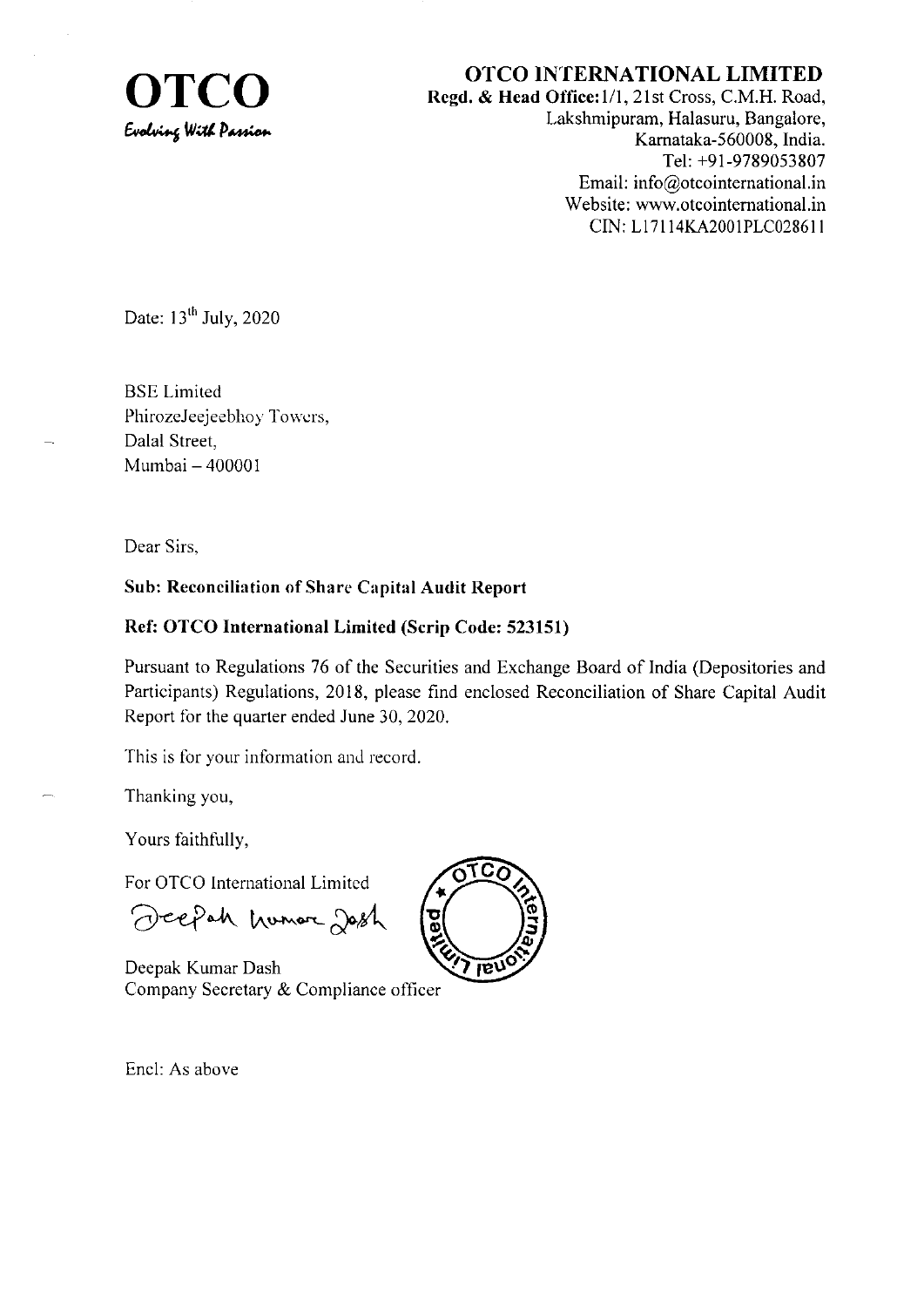**OTCO**

*Evolving With Passion*

**OTCO INTERNATIONAL LIMITED**

**Regd. & Head Office:** 1/1, 21st Cross, C.M.H. Road,
Lakshmipuram, Halasuru, Bangalore,
Karnataka-560008, India.
Tel: +91-9789053807
Email: info@otcointernational.in
Website: www.otcointernational.in
CIN: L17114KA2001PLC028611

Date: 13th July, 2020

BSE Limited
PhirozeJeejeebhoy Towers,
Dalal Street,
Mumbai – 400001

Dear Sirs,

**Sub: Reconciliation of Share Capital Audit Report**

**Ref: OTCO International Limited (Scrip Code: 523151)**

Pursuant to Regulations 76 of the Securities and Exchange Board of India (Depositories and Participants) Regulations, 2018, please find enclosed Reconciliation of Share Capital Audit Report for the quarter ended June 30, 2020.

This is for your information and record.

Thanking you,

Yours faithfully,

For OTCO International Limited

Deepak Kumar Dash
Company Secretary & Compliance officer

Encl: As above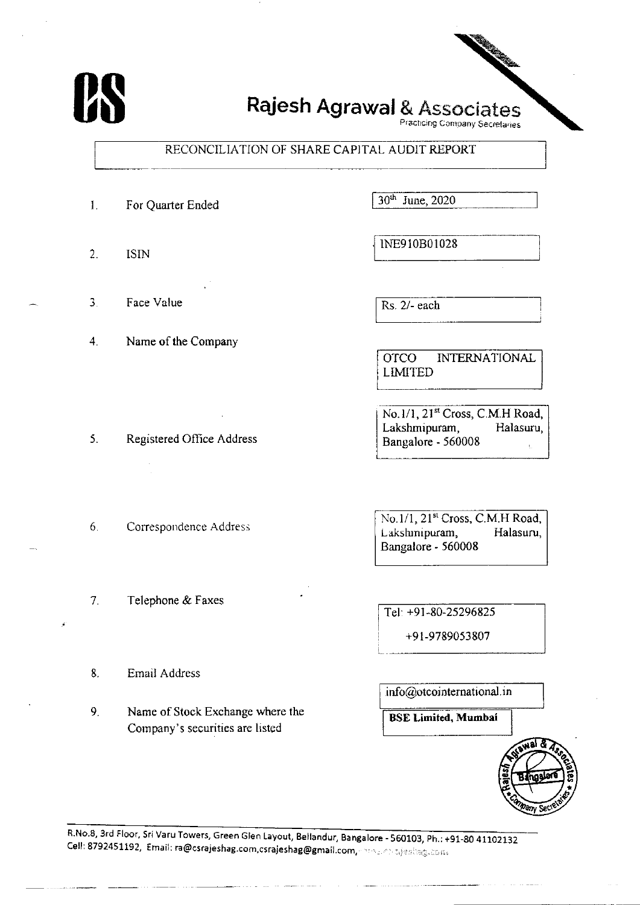# Rajesh Agrawal & Associates

Practicing Company Secretaries

## RECONCILIATION OF SHARE CAPITAL AUDIT REPORT

| | | |
|---|---|---|
| 1. | For Quarter Ended | 30th June, 2020 |
| 2. | ISIN | INE910B01028 |
| 3. | Face Value | Rs. 2/- each |
| 4. | Name of the Company | OTCO INTERNATIONAL LIMITED |
| 5. | Registered Office Address | No.1/1, 21st Cross, C.M.H Road, Lakshmipuram, Halasuru, Bangalore - 560008 |
| 6. | Correspondence Address | No.1/1, 21st Cross, C.M.H Road, Lakshmipuram, Halasuru, Bangalore - 560008 |
| 7. | Telephone & Faxes | Tel: +91-80-25296825<br>+91-9789053807 |
| 8. | Email Address | info@otcointernational.in |
| 9. | Name of Stock Exchange where the Company's securities are listed | **BSE Limited, Mumbai** |

R.No.8, 3rd Floor, Sri Varu Towers, Green Glen Layout, Bellandur, Bangalore - 560103, Ph.: +91-80 41102132
Cell: 8792451192, Email: ra@csrajeshag.com,csrajeshag@gmail.com,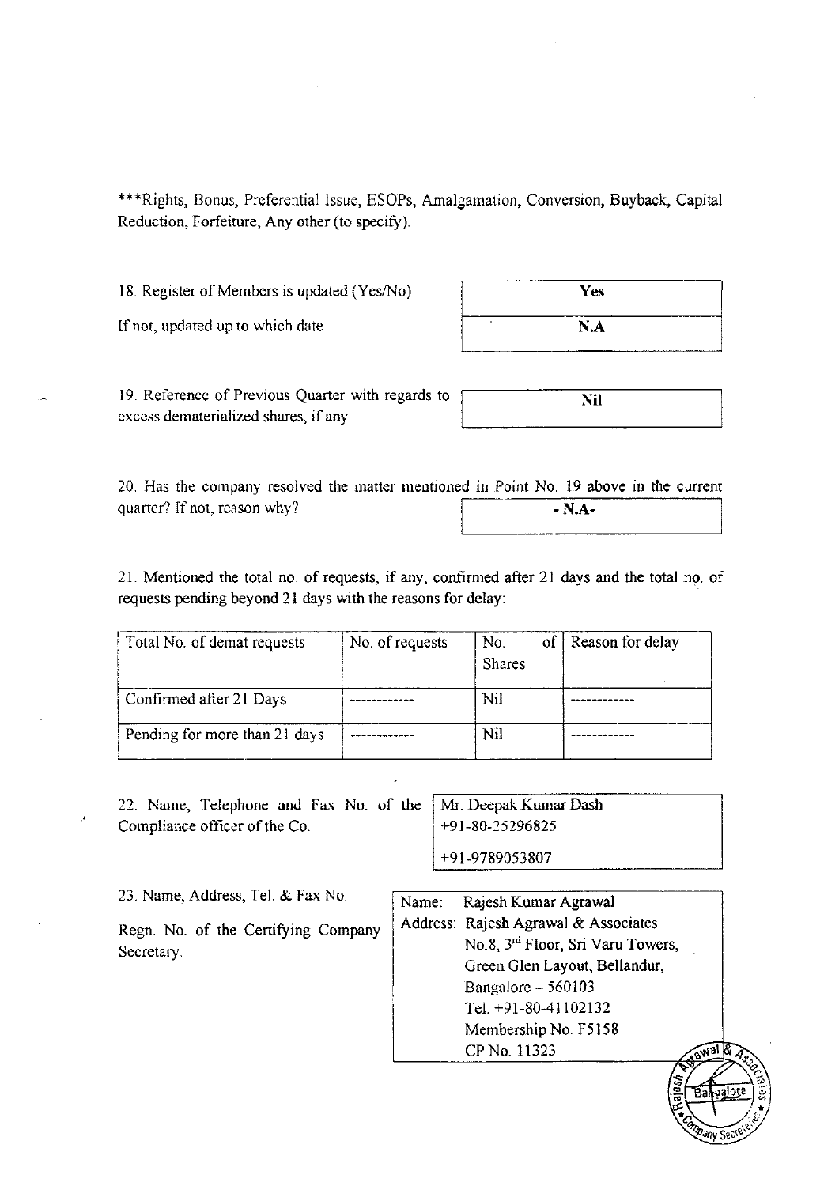***Rights, Bonus, Preferential Issue, ESOPs, Amalgamation, Conversion, Buyback, Capital Reduction, Forfeiture, Any other (to specify).

| 18. Register of Members is updated (Yes/No) | **Yes** |
|---|---|
| If not, updated up to which date | **N.A** |

| 19. Reference of Previous Quarter with regards to excess dematerialized shares, if any | **Nil** |
|---|---|

| 20. Has the company resolved the matter mentioned in Point No. 19 above in the current quarter? If not, reason why? | **- N.A-** |
|---|---|

21. Mentioned the total no. of requests, if any, confirmed after 21 days and the total no. of requests pending beyond 21 days with the reasons for delay:

| Total No. of demat requests | No. of requests | No. of Shares | Reason for delay |
|---|---|---|---|
| Confirmed after 21 Days | ------------ | Nil | ------------ |
| Pending for more than 21 days | ------------ | Nil | ------------ |

| 22. Name, Telephone and Fax No. of the Compliance officer of the Co. | Mr. Deepak Kumar Dash<br>+91-80-25296825<br>+91-9789053807 |
|---|---|

| 23. Name, Address, Tel. & Fax No.<br>Regn. No. of the Certifying Company Secretary. | Name: Rajesh Kumar Agrawal<br>Address: Rajesh Agrawal & Associates<br>No.8, 3rd Floor, Sri Varu Towers,<br>Green Glen Layout, Bellandur,<br>Bangalore – 560103<br>Tel. +91-80-41102132<br>Membership No. F5158<br>CP No. 11323 |
|---|---|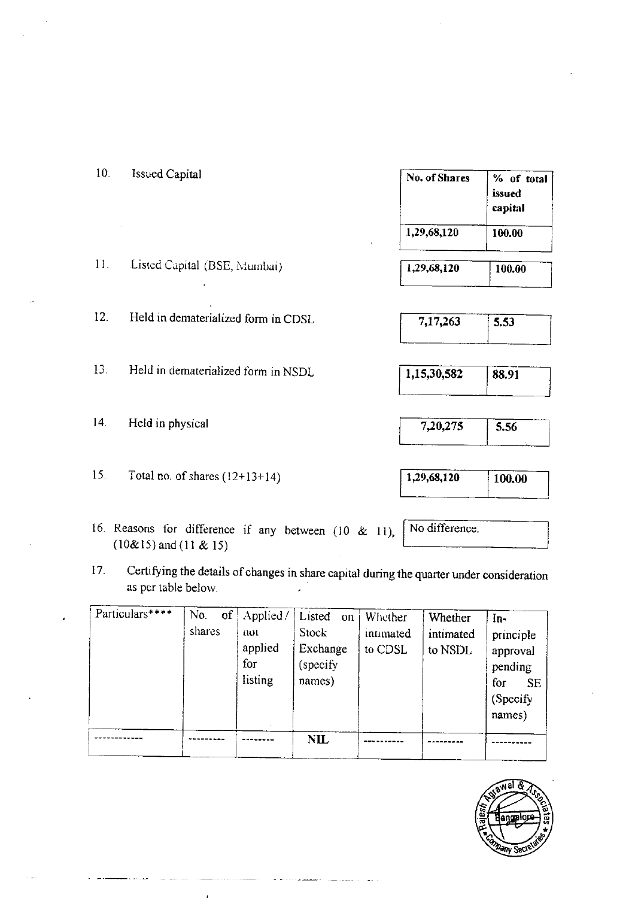10. Issued Capital

| No. of Shares | % of total issued capital |
|---|---|
| 1,29,68,120 | 100.00 |

11. Listed Capital (BSE, Mumbai)

| 1,29,68,120 | 100.00 |
|---|---|

12. Held in dematerialized form in CDSL

| 7,17,263 | 5.53 |
|---|---|

13. Held in dematerialized form in NSDL

| 1,15,30,582 | 88.91 |
|---|---|

14. Held in physical

| 7,20,275 | 5.56 |
|---|---|

15. Total no. of shares (12+13+14)

| 1,29,68,120 | 100.00 |
|---|---|

16. Reasons for difference if any between (10 & 11), (10&15) and (11 & 15)

No difference.

17. Certifying the details of changes in share capital during the quarter under consideration as per table below.

| Particulars**** | No. of shares | Applied / not applied for listing | Listed on Stock Exchange (specify names) | Whether intimated to CDSL | Whether intimated to NSDL | In-principle approval pending for SE (Specify names) |
|---|---|---|---|---|---|---|
| ------------ | --------- | -------- | **NIL** | ---------- | --------- | ---------- |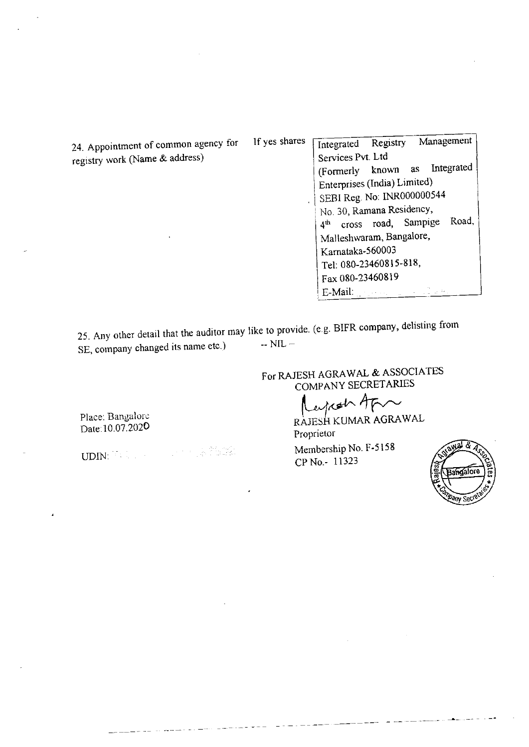| | | |
|---|---|---|
| 24. Appointment of common agency for registry work (Name & address) | If yes shares | Integrated Registry Management Services Pvt. Ltd (Formerly known as Integrated Enterprises (India) Limited) SEBI Reg. No: INR000000544 No. 30, Ramana Residency, 4[th] cross road, Sampige Road, Malleshwaram, Bangalore, Karnataka-560003 Tel: 080-23460815-818, Fax 080-23460819 E-Mail: |

25. Any other detail that the auditor may like to provide. (e.g. BIFR company, delisting from SE, company changed its name etc.) -- NIL --

For RAJESH AGRAWAL & ASSOCIATES
COMPANY SECRETARIES

RAJESH KUMAR AGRAWAL
Proprietor
Membership No. F-5158
CP No.- 11323

Place: Bangalore
Date: 10.07.2020

UDIN: